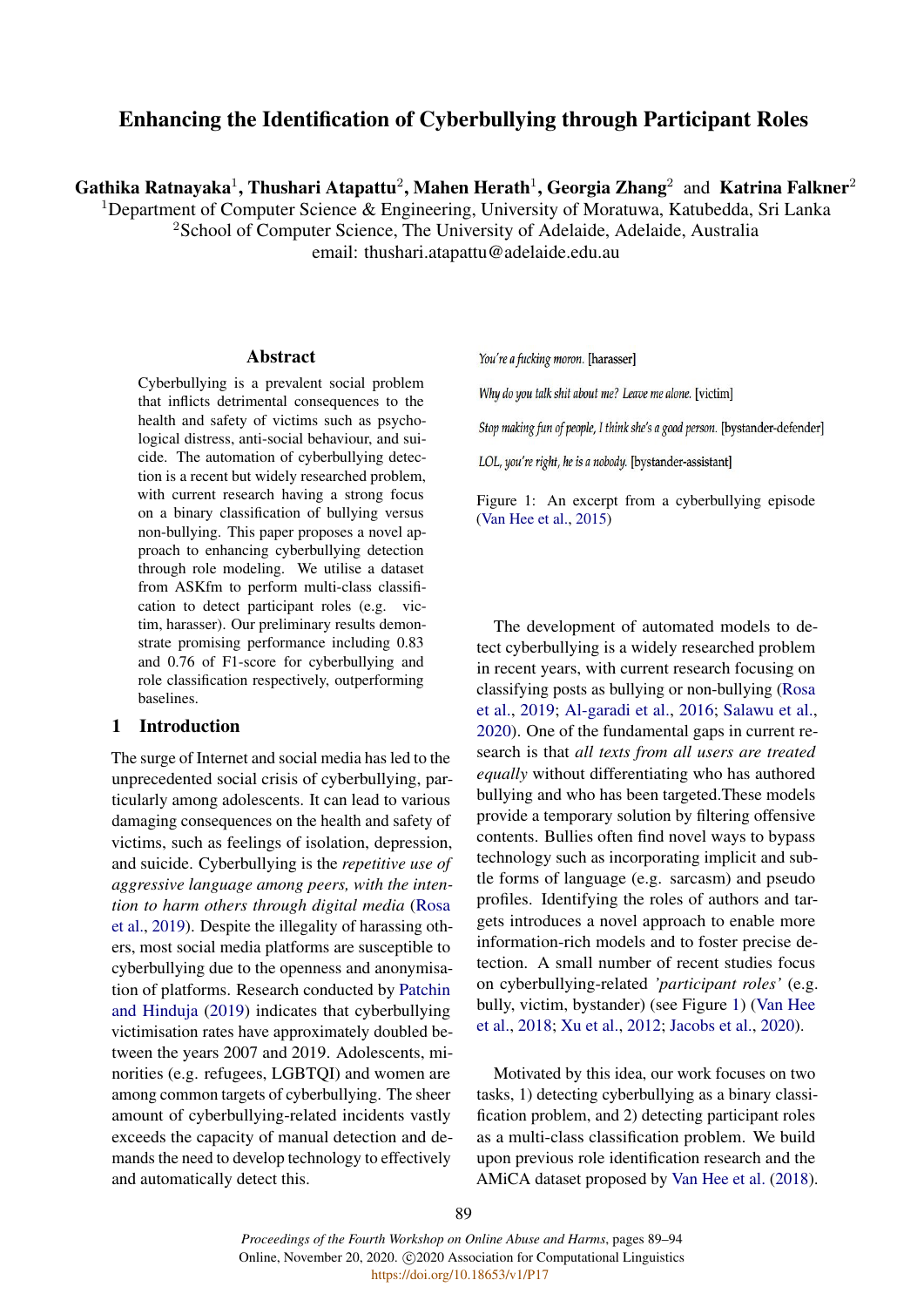# Enhancing the Identification of Cyberbullying through Participant Roles

**Gathika Ratnayaka**[1], **Thushari Atapattu**[2], **Mahen Herath**[1], **Georgia Zhang**[2] and **Katrina Falkner**[2]

[1]Department of Computer Science & Engineering, University of Moratuwa, Katubedda, Sri Lanka
[2]School of Computer Science, The University of Adelaide, Adelaide, Australia
email: thushari.atapattu@adelaide.edu.au

## Abstract

Cyberbullying is a prevalent social problem that inflicts detrimental consequences to the health and safety of victims such as psychological distress, anti-social behaviour, and suicide. The automation of cyberbullying detection is a recent but widely researched problem, with current research having a strong focus on a binary classification of bullying versus non-bullying. This paper proposes a novel approach to enhancing cyberbullying detection through role modeling. We utilise a dataset from ASKfm to perform multi-class classification to detect participant roles (e.g. victim, harasser). Our preliminary results demonstrate promising performance including 0.83 and 0.76 of F1-score for cyberbullying and role classification respectively, outperforming baselines.

## 1 Introduction

The surge of Internet and social media has led to the unprecedented social crisis of cyberbullying, particularly among adolescents. It can lead to various damaging consequences on the health and safety of victims, such as feelings of isolation, depression, and suicide. Cyberbullying is the *repetitive use of aggressive language among peers, with the intention to harm others through digital media* (Rosa et al., 2019). Despite the illegality of harassing others, most social media platforms are susceptible to cyberbullying due to the openness and anonymisation of platforms. Research conducted by Patchin and Hinduja (2019) indicates that cyberbullying victimisation rates have approximately doubled between the years 2007 and 2019. Adolescents, minorities (e.g. refugees, LGBTQI) and women are among common targets of cyberbullying. The sheer amount of cyberbullying-related incidents vastly exceeds the capacity of manual detection and demands the need to develop technology to effectively and automatically detect this.

*You're a fucking moron.* [harasser]

*Why do you talk shit about me? Leave me alone.* [victim]

*Stop making fun of people, I think she's a good person.* [bystander-defender]

*LOL, you're right, he is a nobody.* [bystander-assistant]

Figure 1: An excerpt from a cyberbullying episode (Van Hee et al., 2015)

The development of automated models to detect cyberbullying is a widely researched problem in recent years, with current research focusing on classifying posts as bullying or non-bullying (Rosa et al., 2019; Al-garadi et al., 2016; Salawu et al., 2020). One of the fundamental gaps in current research is that *all texts from all users are treated equally* without differentiating who has authored bullying and who has been targeted.These models provide a temporary solution by filtering offensive contents. Bullies often find novel ways to bypass technology such as incorporating implicit and subtle forms of language (e.g. sarcasm) and pseudo profiles. Identifying the roles of authors and targets introduces a novel approach to enable more information-rich models and to foster precise detection. A small number of recent studies focus on cyberbullying-related *'participant roles'* (e.g. bully, victim, bystander) (see Figure 1) (Van Hee et al., 2018; Xu et al., 2012; Jacobs et al., 2020).

Motivated by this idea, our work focuses on two tasks, 1) detecting cyberbullying as a binary classification problem, and 2) detecting participant roles as a multi-class classification problem. We build upon previous role identification research and the AMiCA dataset proposed by Van Hee et al. (2018).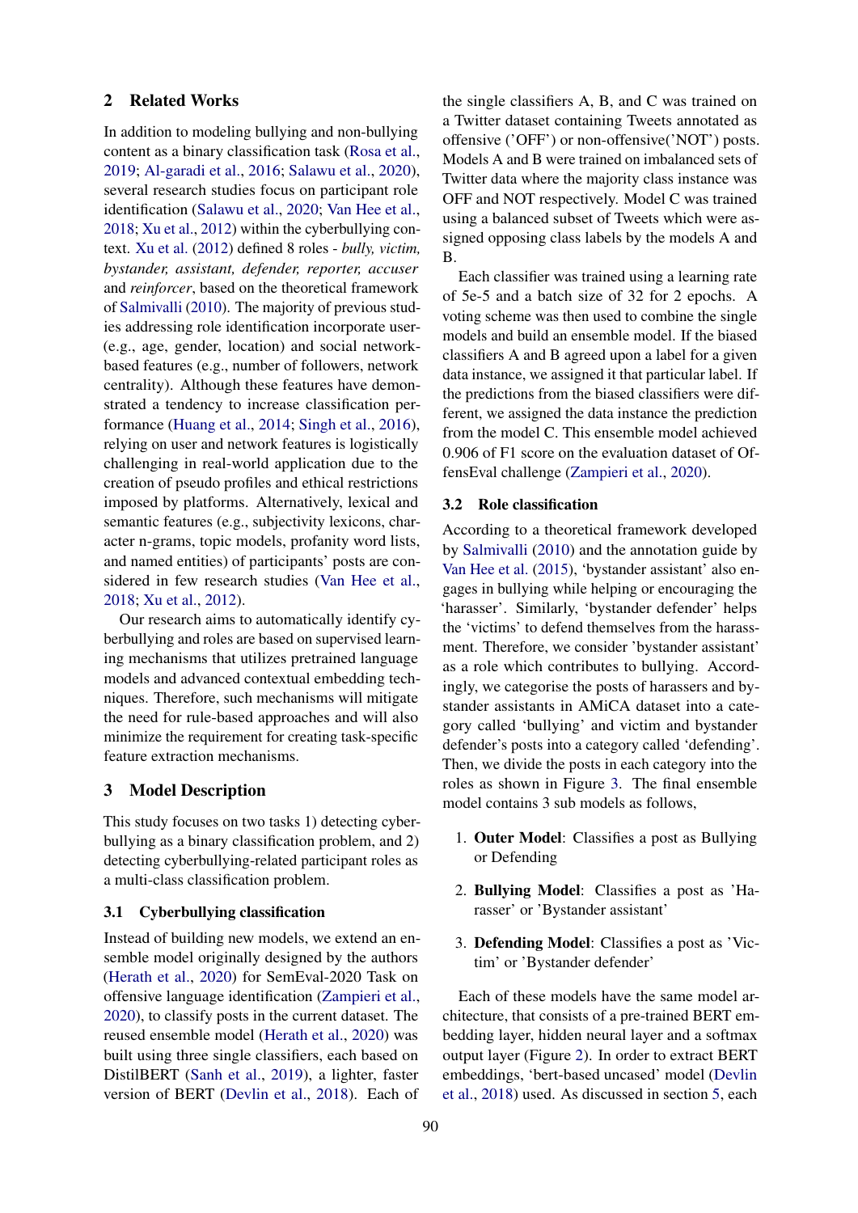## 2 Related Works

In addition to modeling bullying and non-bullying content as a binary classification task (Rosa et al., 2019; Al-garadi et al., 2016; Salawu et al., 2020), several research studies focus on participant role identification (Salawu et al., 2020; Van Hee et al., 2018; Xu et al., 2012) within the cyberbullying context. Xu et al. (2012) defined 8 roles - *bully, victim, bystander, assistant, defender, reporter, accuser* and *reinforcer*, based on the theoretical framework of Salmivalli (2010). The majority of previous studies addressing role identification incorporate user- (e.g., age, gender, location) and social network-based features (e.g., number of followers, network centrality). Although these features have demonstrated a tendency to increase classification performance (Huang et al., 2014; Singh et al., 2016), relying on user and network features is logistically challenging in real-world application due to the creation of pseudo profiles and ethical restrictions imposed by platforms. Alternatively, lexical and semantic features (e.g., subjectivity lexicons, character n-grams, topic models, profanity word lists, and named entities) of participants' posts are considered in few research studies (Van Hee et al., 2018; Xu et al., 2012).

Our research aims to automatically identify cyberbullying and roles are based on supervised learning mechanisms that utilizes pretrained language models and advanced contextual embedding techniques. Therefore, such mechanisms will mitigate the need for rule-based approaches and will also minimize the requirement for creating task-specific feature extraction mechanisms.

## 3 Model Description

This study focuses on two tasks 1) detecting cyberbullying as a binary classification problem, and 2) detecting cyberbullying-related participant roles as a multi-class classification problem.

### 3.1 Cyberbullying classification

Instead of building new models, we extend an ensemble model originally designed by the authors (Herath et al., 2020) for SemEval-2020 Task on offensive language identification (Zampieri et al., 2020), to classify posts in the current dataset. The reused ensemble model (Herath et al., 2020) was built using three single classifiers, each based on DistilBERT (Sanh et al., 2019), a lighter, faster version of BERT (Devlin et al., 2018). Each of the single classifiers A, B, and C was trained on a Twitter dataset containing Tweets annotated as offensive ('OFF') or non-offensive('NOT') posts. Models A and B were trained on imbalanced sets of Twitter data where the majority class instance was OFF and NOT respectively. Model C was trained using a balanced subset of Tweets which were assigned opposing class labels by the models A and B.

Each classifier was trained using a learning rate of 5e-5 and a batch size of 32 for 2 epochs. A voting scheme was then used to combine the single models and build an ensemble model. If the biased classifiers A and B agreed upon a label for a given data instance, we assigned it that particular label. If the predictions from the biased classifiers were different, we assigned the data instance the prediction from the model C. This ensemble model achieved 0.906 of F1 score on the evaluation dataset of OffensEval challenge (Zampieri et al., 2020).

### 3.2 Role classification

According to a theoretical framework developed by Salmivalli (2010) and the annotation guide by Van Hee et al. (2015), 'bystander assistant' also engages in bullying while helping or encouraging the 'harasser'. Similarly, 'bystander defender' helps the 'victims' to defend themselves from the harassment. Therefore, we consider 'bystander assistant' as a role which contributes to bullying. Accordingly, we categorise the posts of harassers and bystander assistants in AMiCA dataset into a category called 'bullying' and victim and bystander defender's posts into a category called 'defending'. Then, we divide the posts in each category into the roles as shown in Figure 3. The final ensemble model contains 3 sub models as follows,

1. **Outer Model**: Classifies a post as Bullying or Defending
2. **Bullying Model**: Classifies a post as 'Harasser' or 'Bystander assistant'
3. **Defending Model**: Classifies a post as 'Victim' or 'Bystander defender'

Each of these models have the same model architecture, that consists of a pre-trained BERT embedding layer, hidden neural layer and a softmax output layer (Figure 2). In order to extract BERT embeddings, 'bert-based uncased' model (Devlin et al., 2018) used. As discussed in section 5, each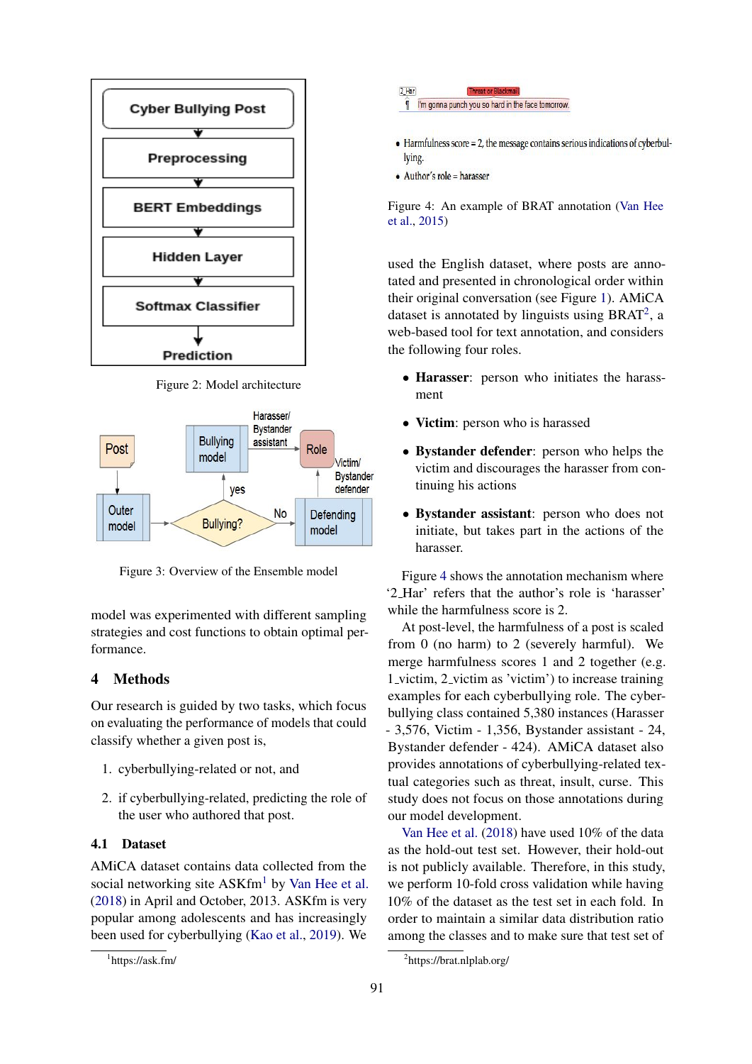Figure 2: Model architecture

Figure 3: Overview of the Ensemble model

model was experimented with different sampling strategies and cost functions to obtain optimal performance.

## 4 Methods

Our research is guided by two tasks, which focus on evaluating the performance of models that could classify whether a given post is,

1. cyberbullying-related or not, and
2. if cyberbullying-related, predicting the role of the user who authored that post.

### 4.1 Dataset

AMiCA dataset contains data collected from the social networking site ASKfm[1] by Van Hee et al. (2018) in April and October, 2013. ASKfm is very popular among adolescents and has increasingly been used for cyberbullying (Kao et al., 2019). We

Figure 4: An example of BRAT annotation (Van Hee et al., 2015)

used the English dataset, where posts are annotated and presented in chronological order within their original conversation (see Figure 1). AMiCA dataset is annotated by linguists using BRAT[2], a web-based tool for text annotation, and considers the following four roles.

- **Harasser**: person who initiates the harassment
- **Victim**: person who is harassed
- **Bystander defender**: person who helps the victim and discourages the harasser from continuing his actions
- **Bystander assistant**: person who does not initiate, but takes part in the actions of the harasser.

Figure 4 shows the annotation mechanism where '2_Har' refers that the author's role is 'harasser' while the harmfulness score is 2.

At post-level, the harmfulness of a post is scaled from 0 (no harm) to 2 (severely harmful). We merge harmfulness scores 1 and 2 together (e.g. 1_victim, 2_victim as 'victim') to increase training examples for each cyberbullying role. The cyberbullying class contained 5,380 instances (Harasser - 3,576, Victim - 1,356, Bystander assistant - 24, Bystander defender - 424). AMiCA dataset also provides annotations of cyberbullying-related textual categories such as threat, insult, curse. This study does not focus on those annotations during our model development.

Van Hee et al. (2018) have used 10% of the data as the hold-out test set. However, their hold-out is not publicly available. Therefore, in this study, we perform 10-fold cross validation while having 10% of the dataset as the test set in each fold. In order to maintain a similar data distribution ratio among the classes and to make sure that test set of

[1] https://ask.fm/

[2] https://brat.nlplab.org/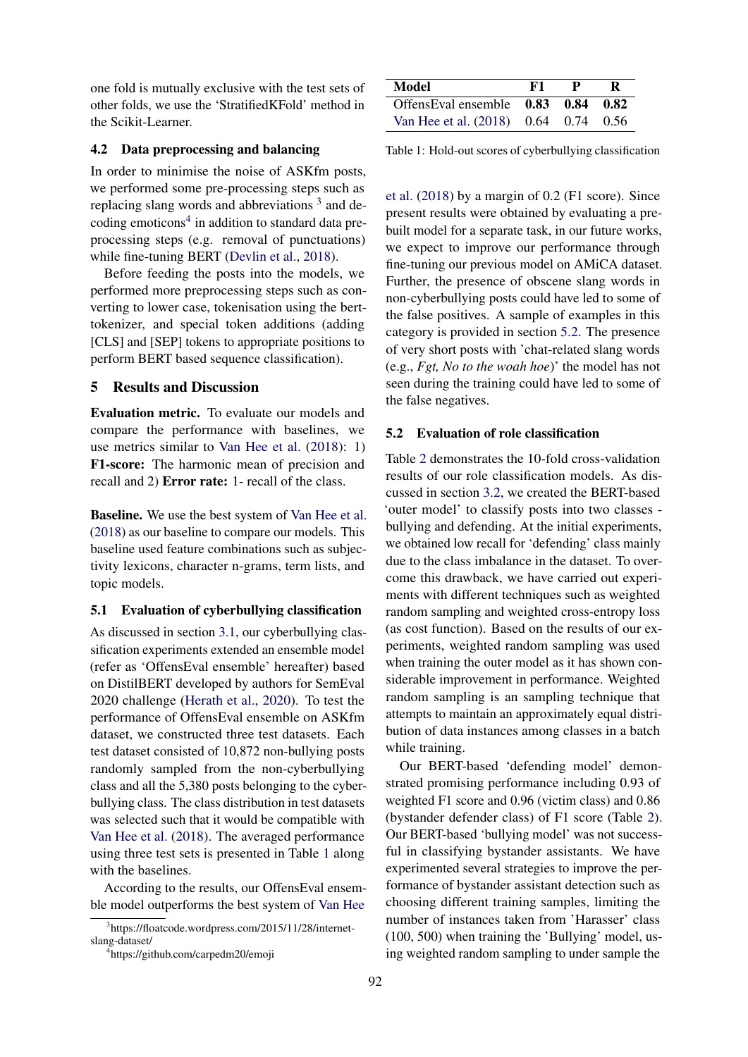one fold is mutually exclusive with the test sets of other folds, we use the 'StratifiedKFold' method in the Scikit-Learner.

### 4.2 Data preprocessing and balancing

In order to minimise the noise of ASKfm posts, we performed some pre-processing steps such as replacing slang words and abbreviations [3] and decoding emoticons[4] in addition to standard data preprocessing steps (e.g. removal of punctuations) while fine-tuning BERT (Devlin et al., 2018).

Before feeding the posts into the models, we performed more preprocessing steps such as converting to lower case, tokenisation using the bert-tokenizer, and special token additions (adding [CLS] and [SEP] tokens to appropriate positions to perform BERT based sequence classification).

## 5 Results and Discussion

**Evaluation metric.** To evaluate our models and compare the performance with baselines, we use metrics similar to Van Hee et al. (2018): 1) **F1-score:** The harmonic mean of precision and recall and 2) **Error rate:** 1- recall of the class.

**Baseline.** We use the best system of Van Hee et al. (2018) as our baseline to compare our models. This baseline used feature combinations such as subjectivity lexicons, character n-grams, term lists, and topic models.

### 5.1 Evaluation of cyberbullying classification

As discussed in section 3.1, our cyberbullying classification experiments extended an ensemble model (refer as 'OffensEval ensemble' hereafter) based on DistilBERT developed by authors for SemEval 2020 challenge (Herath et al., 2020). To test the performance of OffensEval ensemble on ASKfm dataset, we constructed three test datasets. Each test dataset consisted of 10,872 non-bullying posts randomly sampled from the non-cyberbullying class and all the 5,380 posts belonging to the cyberbullying class. The class distribution in test datasets was selected such that it would be compatible with Van Hee et al. (2018). The averaged performance using three test sets is presented in Table 1 along with the baselines.

| Model | F1 | P | R |
|---|---|---|---|
| OffensEval ensemble | **0.83** | **0.84** | **0.82** |
| Van Hee et al. (2018) | 0.64 | 0.74 | 0.56 |

Table 1: Hold-out scores of cyberbullying classification

According to the results, our OffensEval ensemble model outperforms the best system of Van Hee et al. (2018) by a margin of 0.2 (F1 score). Since present results were obtained by evaluating a pre-built model for a separate task, in our future works, we expect to improve our performance through fine-tuning our previous model on AMiCA dataset. Further, the presence of obscene slang words in non-cyberbullying posts could have led to some of the false positives. A sample of examples in this category is provided in section 5.2. The presence of very short posts with 'chat-related slang words (e.g., *Fgt, No to the woah hoe*)' the model has not seen during the training could have led to some of the false negatives.

### 5.2 Evaluation of role classification

Table 2 demonstrates the 10-fold cross-validation results of our role classification models. As discussed in section 3.2, we created the BERT-based 'outer model' to classify posts into two classes - bullying and defending. At the initial experiments, we obtained low recall for 'defending' class mainly due to the class imbalance in the dataset. To overcome this drawback, we have carried out experiments with different techniques such as weighted random sampling and weighted cross-entropy loss (as cost function). Based on the results of our experiments, weighted random sampling was used when training the outer model as it has shown considerable improvement in performance. Weighted random sampling is an sampling technique that attempts to maintain an approximately equal distribution of data instances among classes in a batch while training.

Our BERT-based 'defending model' demonstrated promising performance including 0.93 of weighted F1 score and 0.96 (victim class) and 0.86 (bystander defender class) of F1 score (Table 2). Our BERT-based 'bullying model' was not successful in classifying bystander assistants. We have experimented several strategies to improve the performance of bystander assistant detection such as choosing different training samples, limiting the number of instances taken from 'Harasser' class (100, 500) when training the 'Bullying' model, using weighted random sampling to under sample the

[3] https://floatcode.wordpress.com/2015/11/28/internet-slang-dataset/

[4] https://github.com/carpedm20/emoji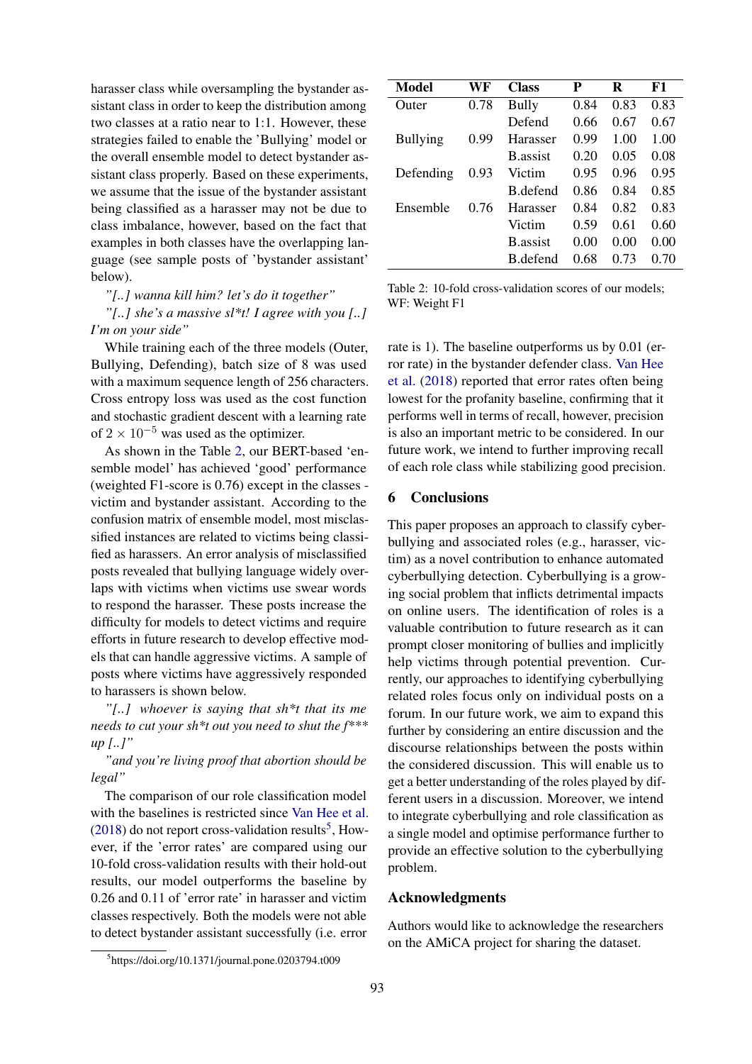harasser class while oversampling the bystander assistant class in order to keep the distribution among two classes at a ratio near to 1:1. However, these strategies failed to enable the 'Bullying' model or the overall ensemble model to detect bystander assistant class properly. Based on these experiments, we assume that the issue of the bystander assistant being classified as a harasser may not be due to class imbalance, however, based on the fact that examples in both classes have the overlapping language (see sample posts of 'bystander assistant' below).

*"[..] wanna kill him? let's do it together"*

*"[..] she's a massive sl*t! I agree with you [..] I'm on your side"*

While training each of the three models (Outer, Bullying, Defending), batch size of 8 was used with a maximum sequence length of 256 characters. Cross entropy loss was used as the cost function and stochastic gradient descent with a learning rate of $2 \times 10^{-5}$ was used as the optimizer.

As shown in the Table 2, our BERT-based 'ensemble model' has achieved 'good' performance (weighted F1-score is 0.76) except in the classes - victim and bystander assistant. According to the confusion matrix of ensemble model, most misclassified instances are related to victims being classified as harassers. An error analysis of misclassified posts revealed that bullying language widely overlaps with victims when victims use swear words to respond the harasser. These posts increase the difficulty for models to detect victims and require efforts in future research to develop effective models that can handle aggressive victims. A sample of posts where victims have aggressively responded to harassers is shown below.

*"[..] whoever is saying that sh*t that its me needs to cut your sh*t out you need to shut the f*** up [..]"*

*"and you're living proof that abortion should be legal"*

The comparison of our role classification model with the baselines is restricted since Van Hee et al. (2018) do not report cross-validation results[5], However, if the 'error rates' are compared using our 10-fold cross-validation results with their hold-out results, our model outperforms the baseline by 0.26 and 0.11 of 'error rate' in harasser and victim classes respectively. Both the models were not able to detect bystander assistant successfully (i.e. error rate is 1). The baseline outperforms us by 0.01 (error rate) in the bystander defender class. Van Hee et al. (2018) reported that error rates often being lowest for the profanity baseline, confirming that it performs well in terms of recall, however, precision is also an important metric to be considered. In our future work, we intend to further improving recall of each role class while stabilizing good precision.

[5]https://doi.org/10.1371/journal.pone.0203794.t009

| Model | WF | Class | P | R | F1 |
|---|---|---|---|---|---|
| Outer | 0.78 | Bully | 0.84 | 0.83 | 0.83 |
| | | Defend | 0.66 | 0.67 | 0.67 |
| Bullying | 0.99 | Harasser | 0.99 | 1.00 | 1.00 |
| | | B.assist | 0.20 | 0.05 | 0.08 |
| Defending | 0.93 | Victim | 0.95 | 0.96 | 0.95 |
| | | B.defend | 0.86 | 0.84 | 0.85 |
| Ensemble | 0.76 | Harasser | 0.84 | 0.82 | 0.83 |
| | | Victim | 0.59 | 0.61 | 0.60 |
| | | B.assist | 0.00 | 0.00 | 0.00 |
| | | B.defend | 0.68 | 0.73 | 0.70 |

Table 2: 10-fold cross-validation scores of our models; WF: Weight F1

## 6 Conclusions

This paper proposes an approach to classify cyberbullying and associated roles (e.g., harasser, victim) as a novel contribution to enhance automated cyberbullying detection. Cyberbullying is a growing social problem that inflicts detrimental impacts on online users. The identification of roles is a valuable contribution to future research as it can prompt closer monitoring of bullies and implicitly help victims through potential prevention. Currently, our approaches to identifying cyberbullying related roles focus only on individual posts on a forum. In our future work, we aim to expand this further by considering an entire discussion and the discourse relationships between the posts within the considered discussion. This will enable us to get a better understanding of the roles played by different users in a discussion. Moreover, we intend to integrate cyberbullying and role classification as a single model and optimise performance further to provide an effective solution to the cyberbullying problem.

## Acknowledgments

Authors would like to acknowledge the researchers on the AMiCA project for sharing the dataset.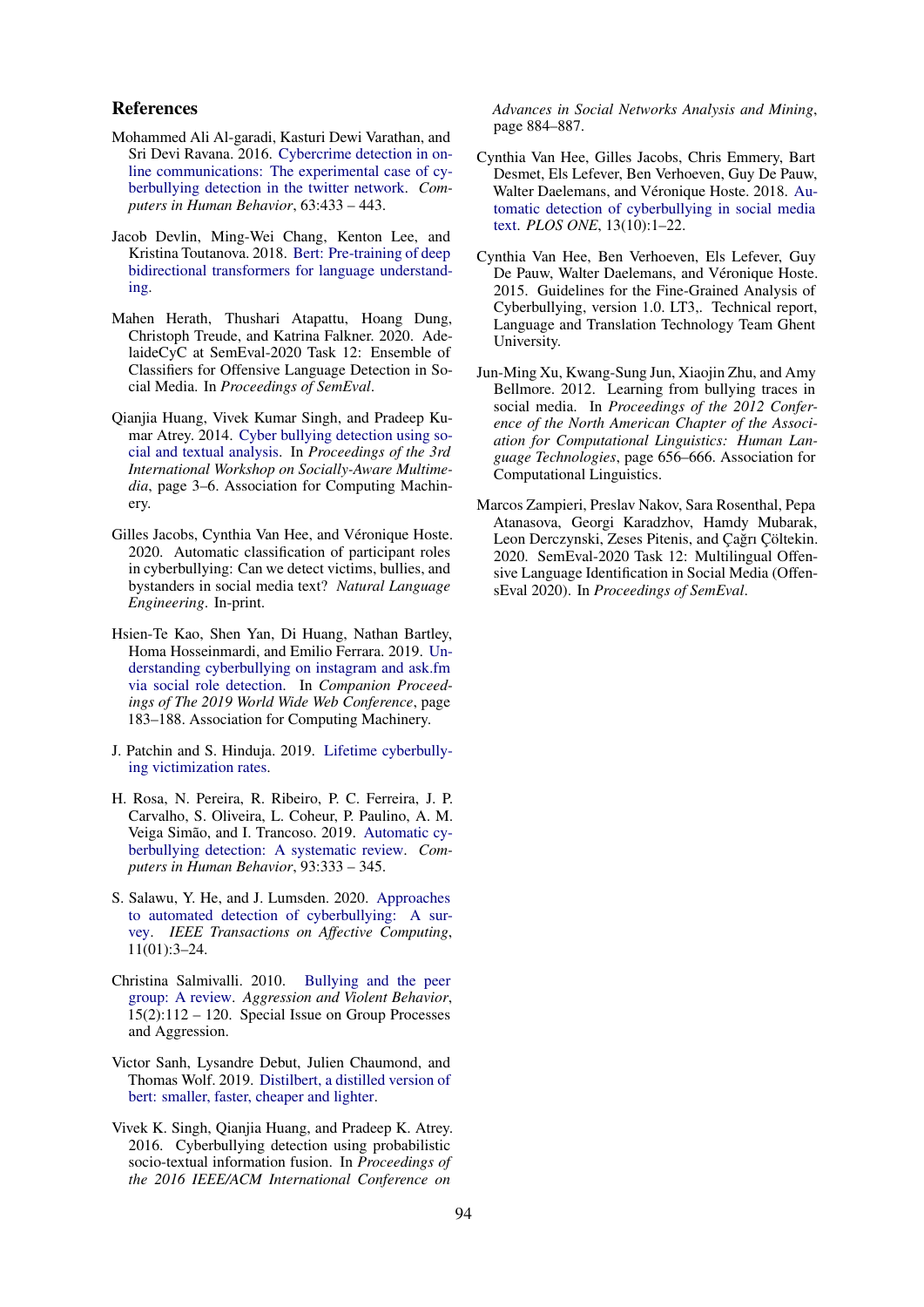## References

Mohammed Ali Al-garadi, Kasturi Dewi Varathan, and Sri Devi Ravana. 2016. Cybercrime detection in online communications: The experimental case of cyberbullying detection in the twitter network. *Computers in Human Behavior*, 63:433 – 443.

Jacob Devlin, Ming-Wei Chang, Kenton Lee, and Kristina Toutanova. 2018. Bert: Pre-training of deep bidirectional transformers for language understanding.

Mahen Herath, Thushari Atapattu, Hoang Dung, Christoph Treude, and Katrina Falkner. 2020. AdelaideCyC at SemEval-2020 Task 12: Ensemble of Classifiers for Offensive Language Detection in Social Media. In *Proceedings of SemEval*.

Qianjia Huang, Vivek Kumar Singh, and Pradeep Kumar Atrey. 2014. Cyber bullying detection using social and textual analysis. In *Proceedings of the 3rd International Workshop on Socially-Aware Multimedia*, page 3–6. Association for Computing Machinery.

Gilles Jacobs, Cynthia Van Hee, and Véronique Hoste. 2020. Automatic classification of participant roles in cyberbullying: Can we detect victims, bullies, and bystanders in social media text? *Natural Language Engineering*. In-print.

Hsien-Te Kao, Shen Yan, Di Huang, Nathan Bartley, Homa Hosseinmardi, and Emilio Ferrara. 2019. Understanding cyberbullying on instagram and ask.fm via social role detection. In *Companion Proceedings of The 2019 World Wide Web Conference*, page 183–188. Association for Computing Machinery.

J. Patchin and S. Hinduja. 2019. Lifetime cyberbullying victimization rates.

H. Rosa, N. Pereira, R. Ribeiro, P. C. Ferreira, J. P. Carvalho, S. Oliveira, L. Coheur, P. Paulino, A. M. Veiga Simão, and I. Trancoso. 2019. Automatic cyberbullying detection: A systematic review. *Computers in Human Behavior*, 93:333 – 345.

S. Salawu, Y. He, and J. Lumsden. 2020. Approaches to automated detection of cyberbullying: A survey. *IEEE Transactions on Affective Computing*, 11(01):3–24.

Christina Salmivalli. 2010. Bullying and the peer group: A review. *Aggression and Violent Behavior*, 15(2):112 – 120. Special Issue on Group Processes and Aggression.

Victor Sanh, Lysandre Debut, Julien Chaumond, and Thomas Wolf. 2019. Distilbert, a distilled version of bert: smaller, faster, cheaper and lighter.

Vivek K. Singh, Qianjia Huang, and Pradeep K. Atrey. 2016. Cyberbullying detection using probabilistic socio-textual information fusion. In *Proceedings of the 2016 IEEE/ACM International Conference on Advances in Social Networks Analysis and Mining*, page 884–887.

Cynthia Van Hee, Gilles Jacobs, Chris Emmery, Bart Desmet, Els Lefever, Ben Verhoeven, Guy De Pauw, Walter Daelemans, and Véronique Hoste. 2018. Automatic detection of cyberbullying in social media text. *PLOS ONE*, 13(10):1–22.

Cynthia Van Hee, Ben Verhoeven, Els Lefever, Guy De Pauw, Walter Daelemans, and Véronique Hoste. 2015. Guidelines for the Fine-Grained Analysis of Cyberbullying, version 1.0. LT3,. Technical report, Language and Translation Technology Team Ghent University.

Jun-Ming Xu, Kwang-Sung Jun, Xiaojin Zhu, and Amy Bellmore. 2012. Learning from bullying traces in social media. In *Proceedings of the 2012 Conference of the North American Chapter of the Association for Computational Linguistics: Human Language Technologies*, page 656–666. Association for Computational Linguistics.

Marcos Zampieri, Preslav Nakov, Sara Rosenthal, Pepa Atanasova, Georgi Karadzhov, Hamdy Mubarak, Leon Derczynski, Zeses Pitenis, and Çağrı Çöltekin. 2020. SemEval-2020 Task 12: Multilingual Offensive Language Identification in Social Media (OffensEval 2020). In *Proceedings of SemEval*.